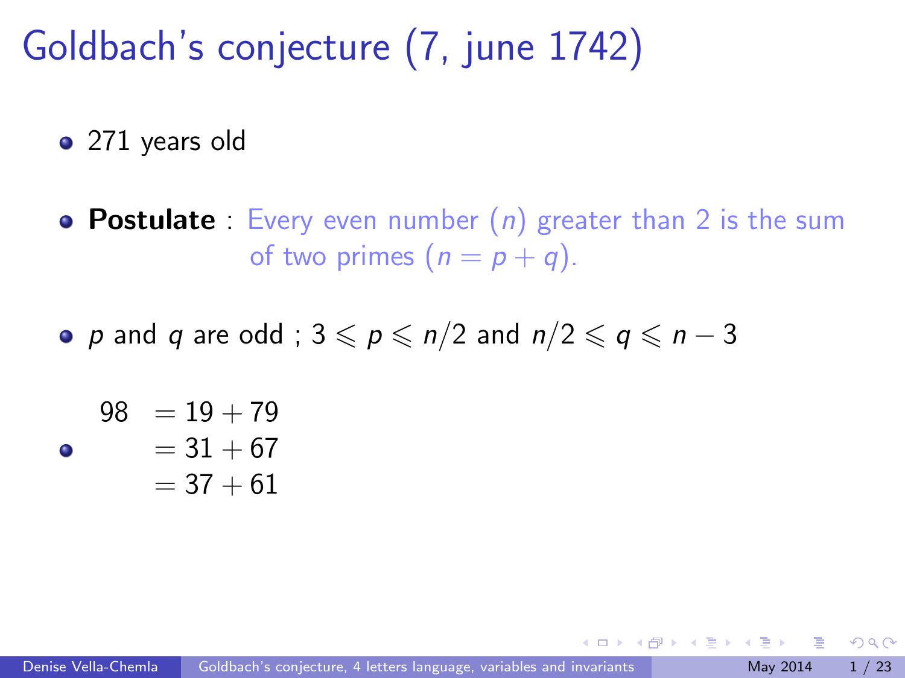# Goldbach's conjecture (7, june 1742)

- 271 years old
- **Postulate** : Every even number ($n$) greater than 2 is the sum of two primes ($n = p + q$).
- $p$ and $q$ are odd ; $3 \leqslant p \leqslant n/2$ and $n/2 \leqslant q \leqslant n - 3$
- $$\begin{aligned} 98 &= 19 + 79 \\ &= 31 + 67 \\ &= 37 + 61 \end{aligned}$$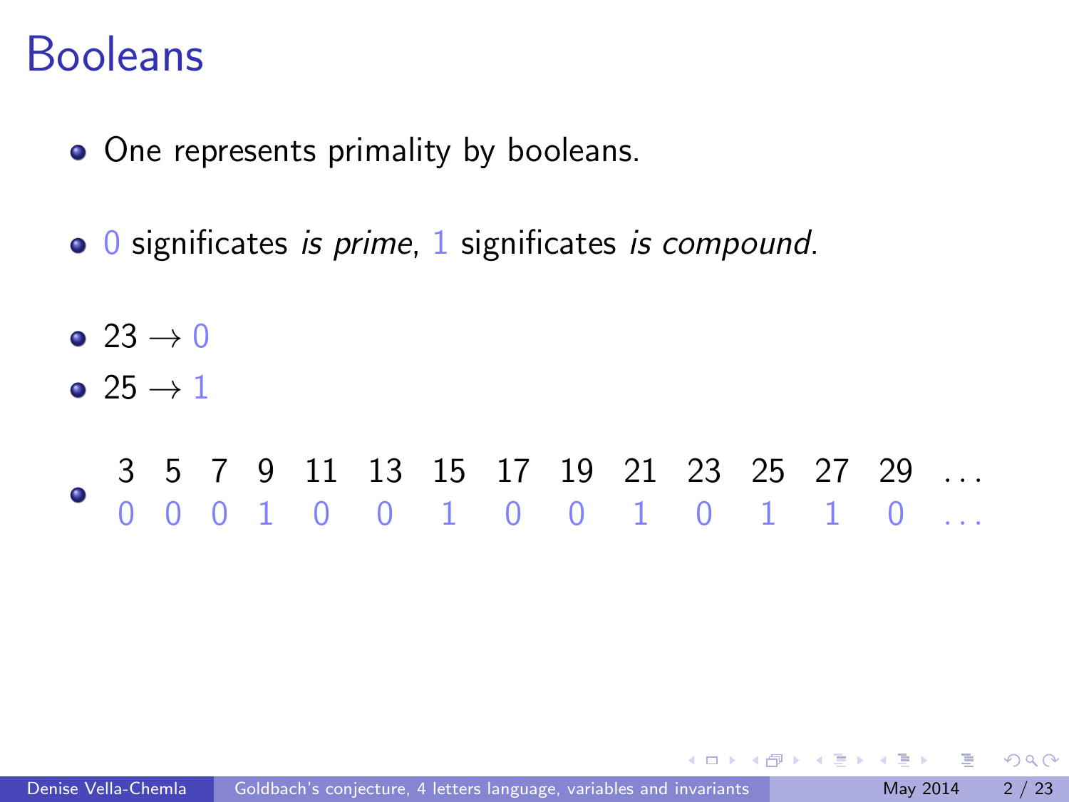# Booleans

- One represents primality by booleans.
- 0 significates *is prime*, 1 significates *is compound*.
- $23 \rightarrow 0$
- $25 \rightarrow 1$
- 

| 3 | 5 | 7 | 9 | 11 | 13 | 15 | 17 | 19 | 21 | 23 | 25 | 27 | 29 | ... |
|---|---|---|---|---|---|---|---|---|---|---|---|---|---|---|
| 0 | 0 | 0 | 1 | 0 | 0 | 1 | 0 | 0 | 1 | 0 | 1 | 1 | 0 | ... |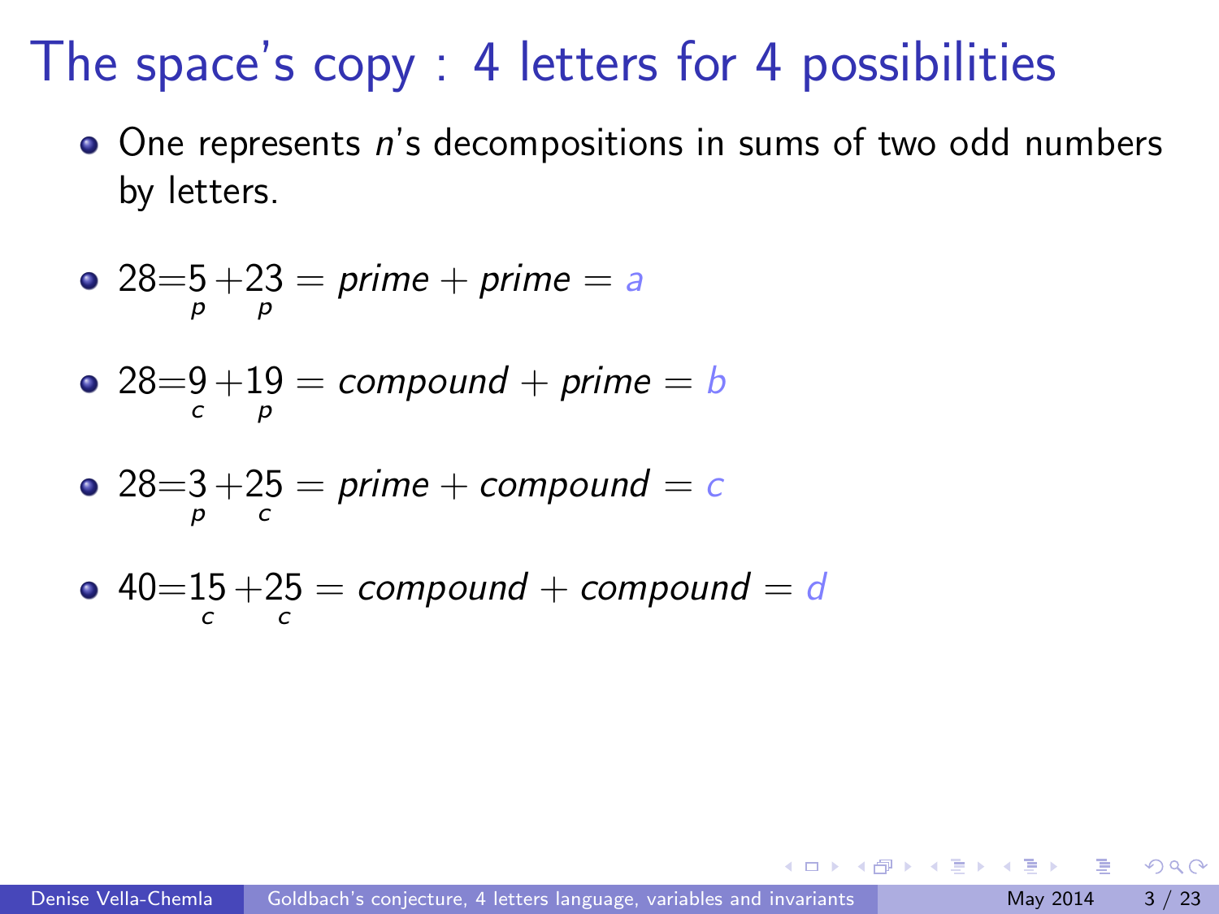# The space's copy : 4 letters for 4 possibilities

- One represents $n$'s decompositions in sums of two odd numbers by letters.

- $28 = \underset{p}{5} + \underset{p}{23} = prime + prime = a$

- $28 = \underset{c}{9} + \underset{p}{19} = compound + prime = b$

- $28 = \underset{p}{3} + \underset{c}{25} = prime + compound = c$

- $40 = \underset{c}{15} + \underset{c}{25} = compound + compound = d$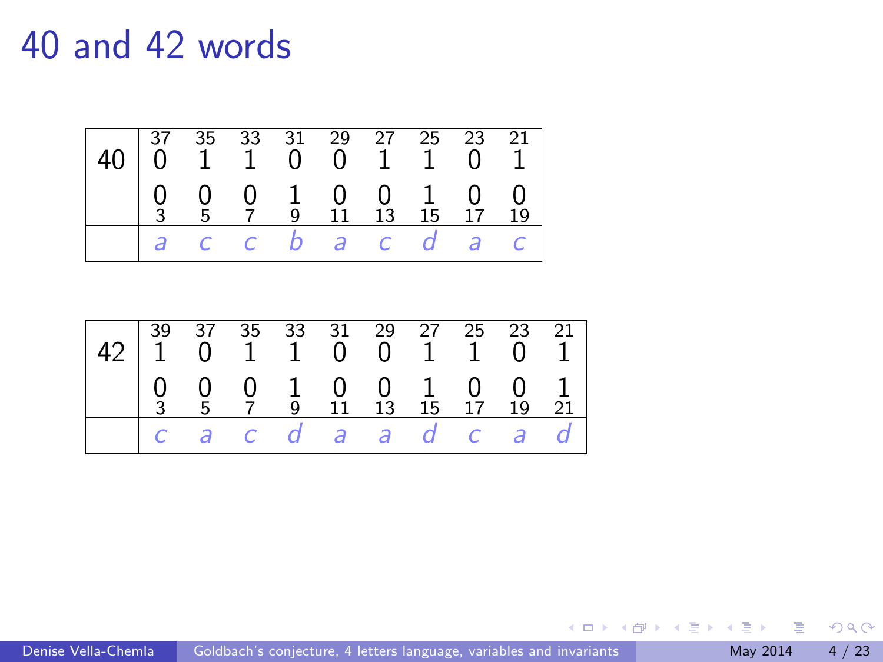# 40 and 42 words

| 40 | 37 | 35 | 33 | 31 | 29 | 27 | 25 | 23 | 21 |
|---|---|---|---|---|---|---|---|---|---|
| | 0 | 1 | 1 | 0 | 0 | 1 | 1 | 0 | 1 |
| | 0 | 0 | 0 | 1 | 0 | 0 | 1 | 0 | 0 |
| | 3 | 5 | 7 | 9 | 11 | 13 | 15 | 17 | 19 |
| | *a* | *c* | *c* | *b* | *a* | *c* | *d* | *a* | *c* |

| 42 | 39 | 37 | 35 | 33 | 31 | 29 | 27 | 25 | 23 | 21 |
|---|---|---|---|---|---|---|---|---|---|---|
| | 1 | 0 | 1 | 1 | 0 | 0 | 1 | 1 | 0 | 1 |
| | 0 | 0 | 0 | 1 | 0 | 0 | 1 | 0 | 0 | 1 |
| | 3 | 5 | 7 | 9 | 11 | 13 | 15 | 17 | 19 | 21 |
| | *c* | *a* | *c* | *d* | *a* | *a* | *d* | *c* | *a* | *d* |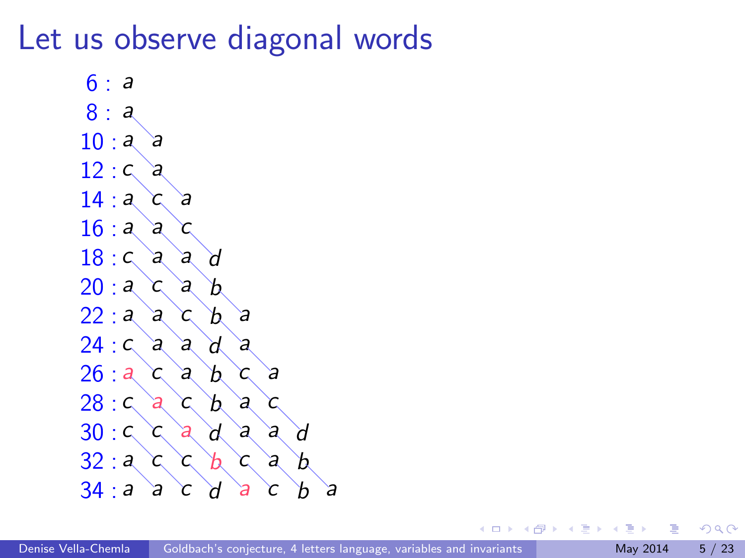# Let us observe diagonal words

```
 6 : a
 8 : a
10 : a a
12 : c a
14 : a c a
16 : a a c
18 : c a a d
20 : a c a b
22 : a a c b a
24 : c a a d a
26 : a c a b c a
28 : c a c b a c
30 : c c a d a a d
32 : a c c b c a b
34 : a a c d a c b a
```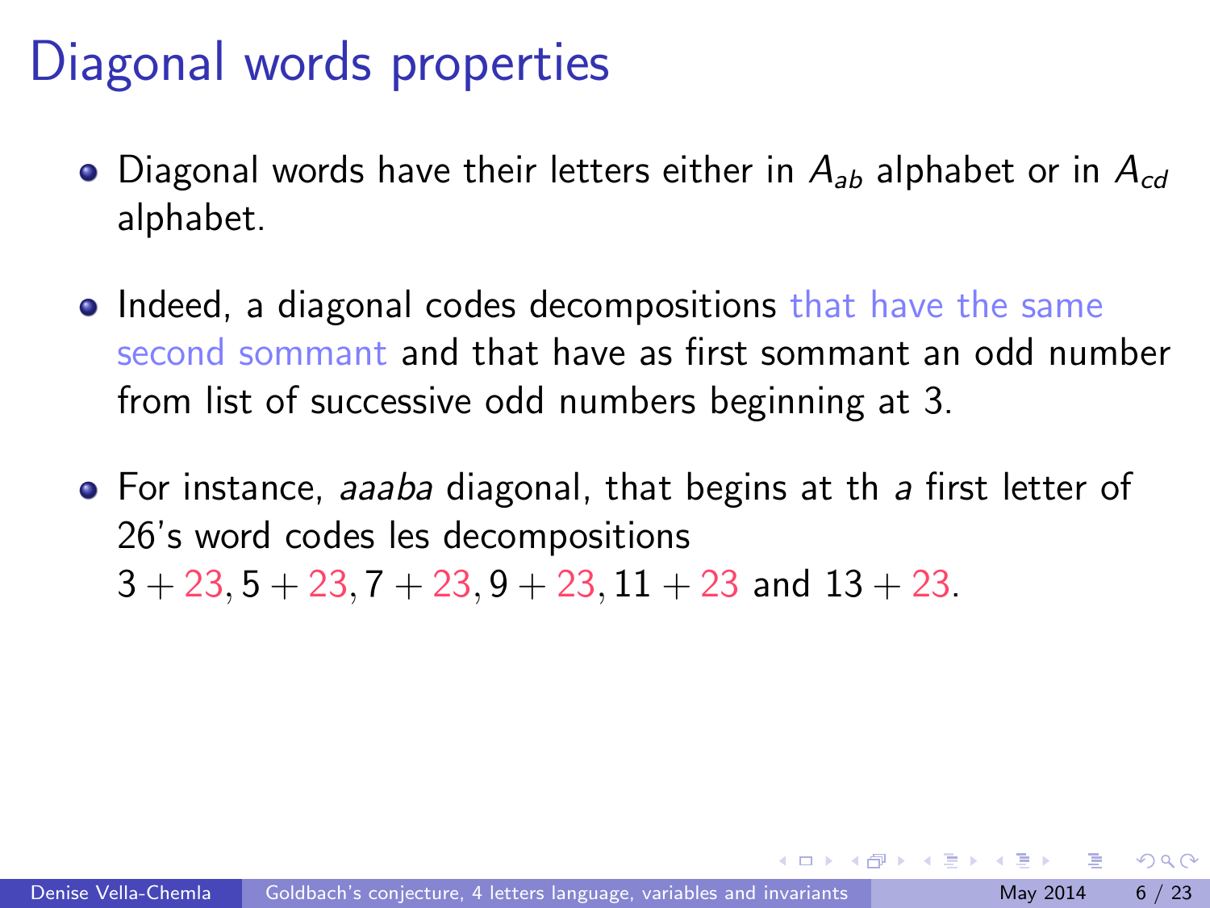# Diagonal words properties

- Diagonal words have their letters either in $A_{ab}$ alphabet or in $A_{cd}$ alphabet.
- Indeed, a diagonal codes decompositions that have the same second sommant and that have as first sommant an odd number from list of successive odd numbers beginning at 3.
- For instance, *aaaba* diagonal, that begins at th *a* first letter of 26's word codes les decompositions $3 + 23, 5 + 23, 7 + 23, 9 + 23, 11 + 23$ and $13 + 23$.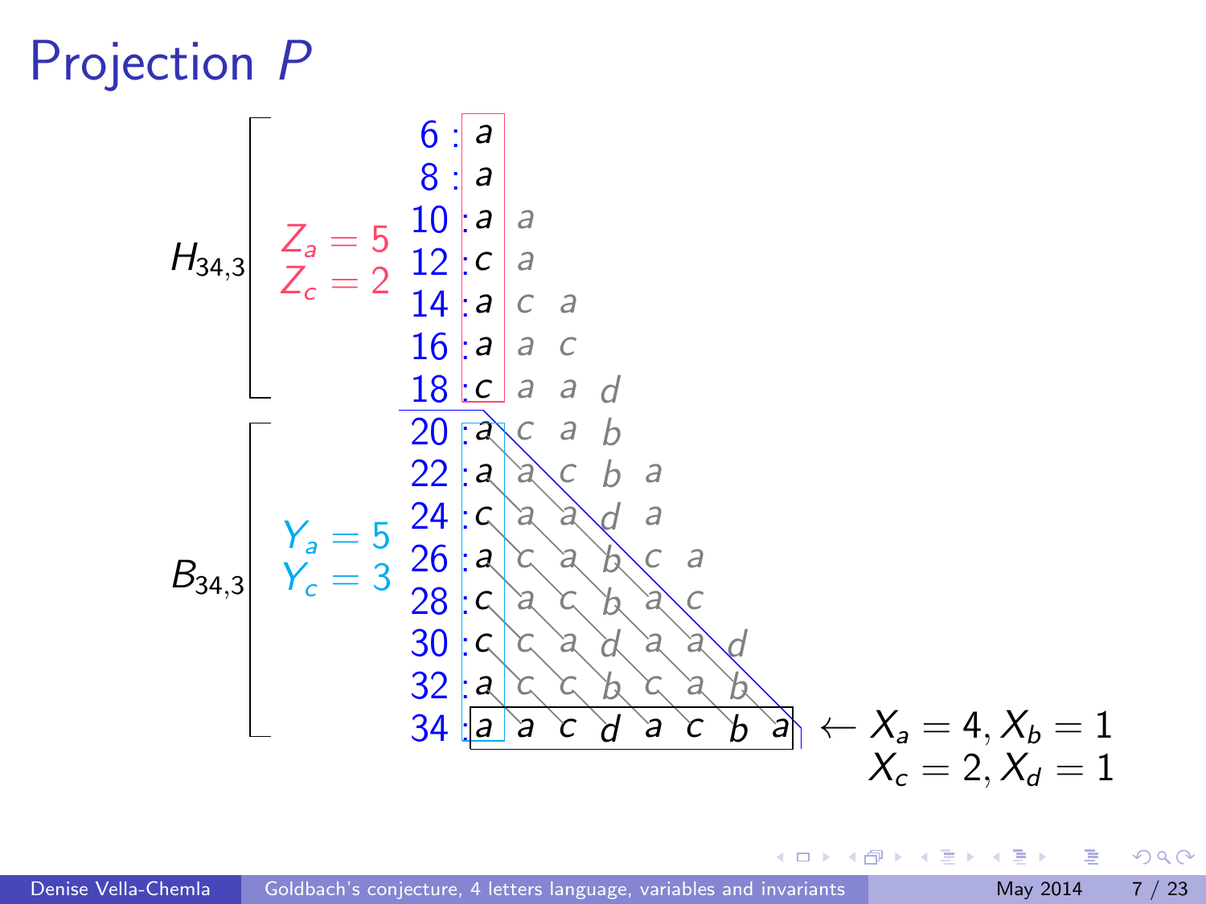# Projection $P$

| | | | | | | | | | | |
|---|---|---|---|---|---|---|---|---|---|---|
| $H_{34,3}$ | $Z_a = 5$, $Z_c = 2$ | 6 : | a | | | | | | | |
| | | 8 : | a | | | | | | | |
| | | 10 : | a | a | | | | | | |
| | | 12 : | c | a | | | | | | |
| | | 14 : | a | c | a | | | | | |
| | | 16 : | a | a | c | | | | | |
| | | 18 : | c | a | a | d | | | | |
| $B_{34,3}$ | $Y_a = 5$, $Y_c = 3$ | 20 : | a | c | a | b | | | | |
| | | 22 : | a | a | c | b | a | | | |
| | | 24 : | c | a | a | d | a | | | |
| | | 26 : | a | c | a | b | c | a | | |
| | | 28 : | c | a | c | b | a | c | | |
| | | 30 : | c | c | a | d | a | a | d | |
| | | 32 : | a | c | c | b | c | a | b | |
| | | 34 : | a | a | c | d | a | c | b | a |

$\leftarrow X_a = 4, X_b = 1$
$X_c = 2, X_d = 1$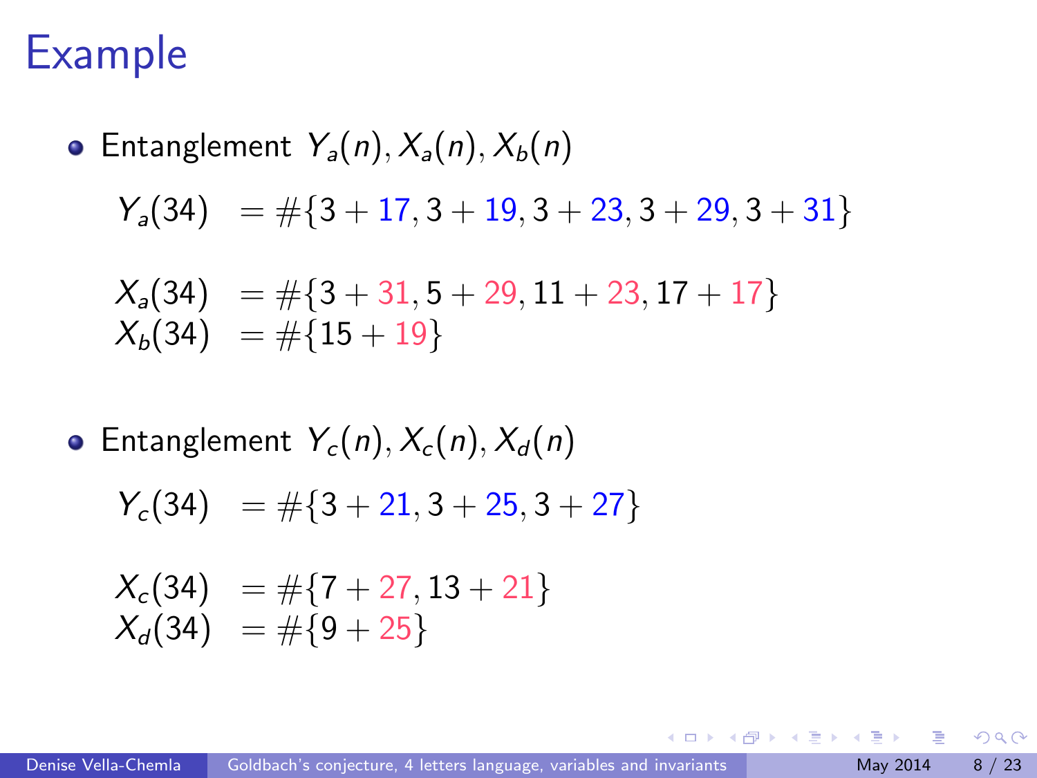# Example

- Entanglement $Y_a(n), X_a(n), X_b(n)$

$$Y_a(34) = \#\{3+17, 3+19, 3+23, 3+29, 3+31\}$$

$$\begin{aligned} X_a(34) &= \#\{3+31, 5+29, 11+23, 17+17\} \\ X_b(34) &= \#\{15+19\} \end{aligned}$$

- Entanglement $Y_c(n), X_c(n), X_d(n)$

$$Y_c(34) = \#\{3+21, 3+25, 3+27\}$$

$$\begin{aligned} X_c(34) &= \#\{7+27, 13+21\} \\ X_d(34) &= \#\{9+25\} \end{aligned}$$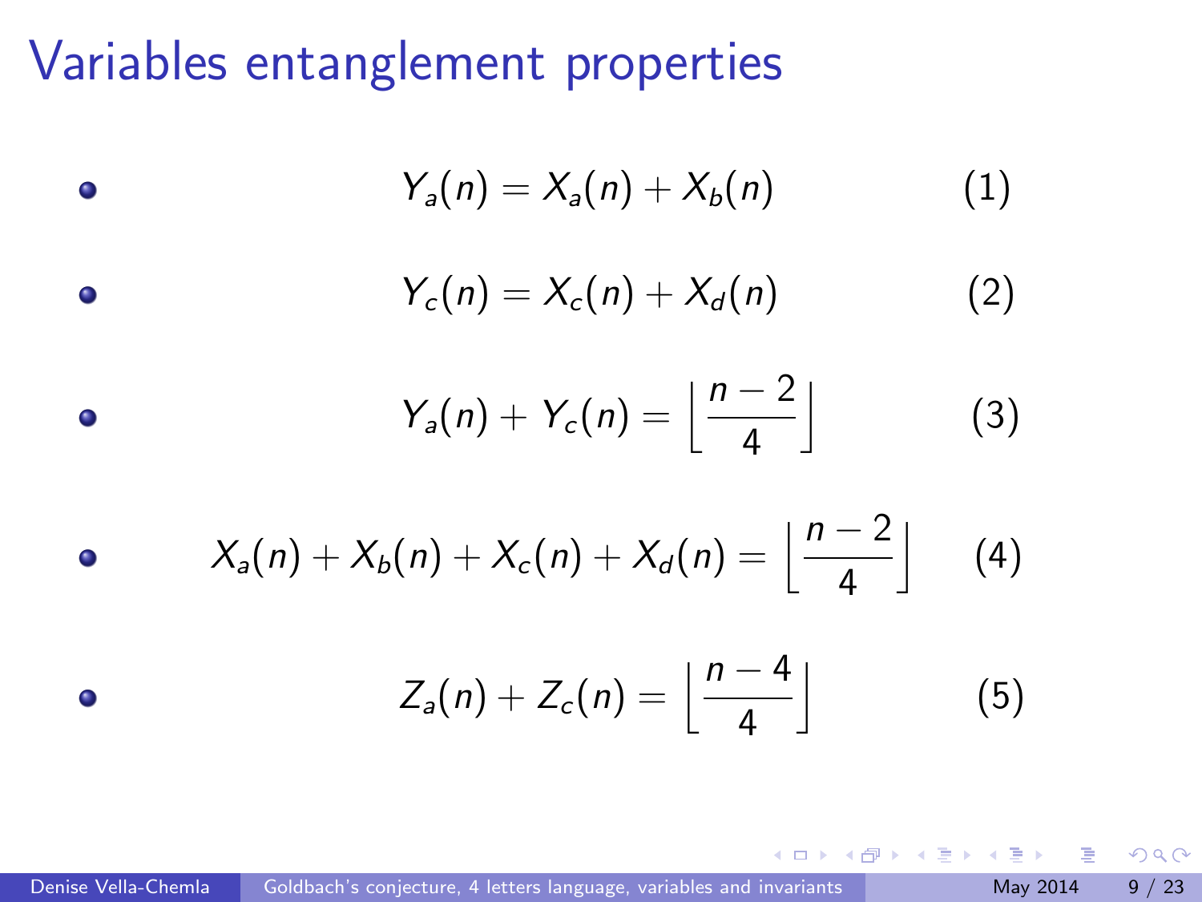# Variables entanglement properties

- $$Y_a(n) = X_a(n) + X_b(n) \tag{1}$$
- $$Y_c(n) = X_c(n) + X_d(n) \tag{2}$$
- $$Y_a(n) + Y_c(n) = \left\lfloor \frac{n-2}{4} \right\rfloor \tag{3}$$
- $$X_a(n) + X_b(n) + X_c(n) + X_d(n) = \left\lfloor \frac{n-2}{4} \right\rfloor \tag{4}$$
- $$Z_a(n) + Z_c(n) = \left\lfloor \frac{n-4}{4} \right\rfloor \tag{5}$$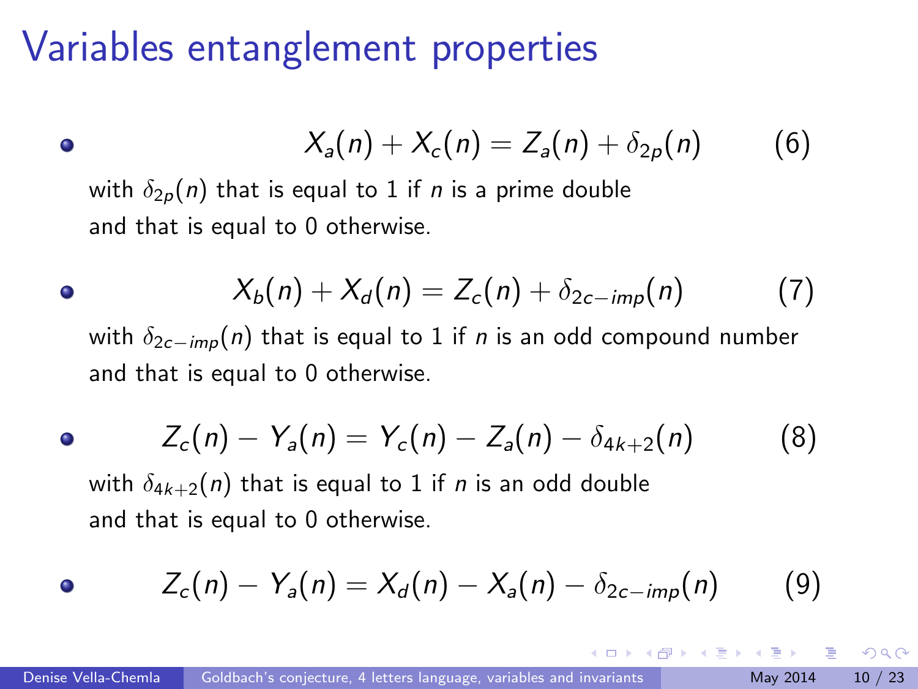# Variables entanglement properties

- $$X_a(n) + X_c(n) = Z_a(n) + \delta_{2p}(n) \tag{6}$$
  with $\delta_{2p}(n)$ that is equal to 1 if $n$ is a prime double and that is equal to 0 otherwise.

- $$X_b(n) + X_d(n) = Z_c(n) + \delta_{2c-imp}(n) \tag{7}$$
  with $\delta_{2c-imp}(n)$ that is equal to 1 if $n$ is an odd compound number and that is equal to 0 otherwise.

- $$Z_c(n) - Y_a(n) = Y_c(n) - Z_a(n) - \delta_{4k+2}(n) \tag{8}$$
  with $\delta_{4k+2}(n)$ that is equal to 1 if $n$ is an odd double and that is equal to 0 otherwise.

- $$Z_c(n) - Y_a(n) = X_d(n) - X_a(n) - \delta_{2c-imp}(n) \tag{9}$$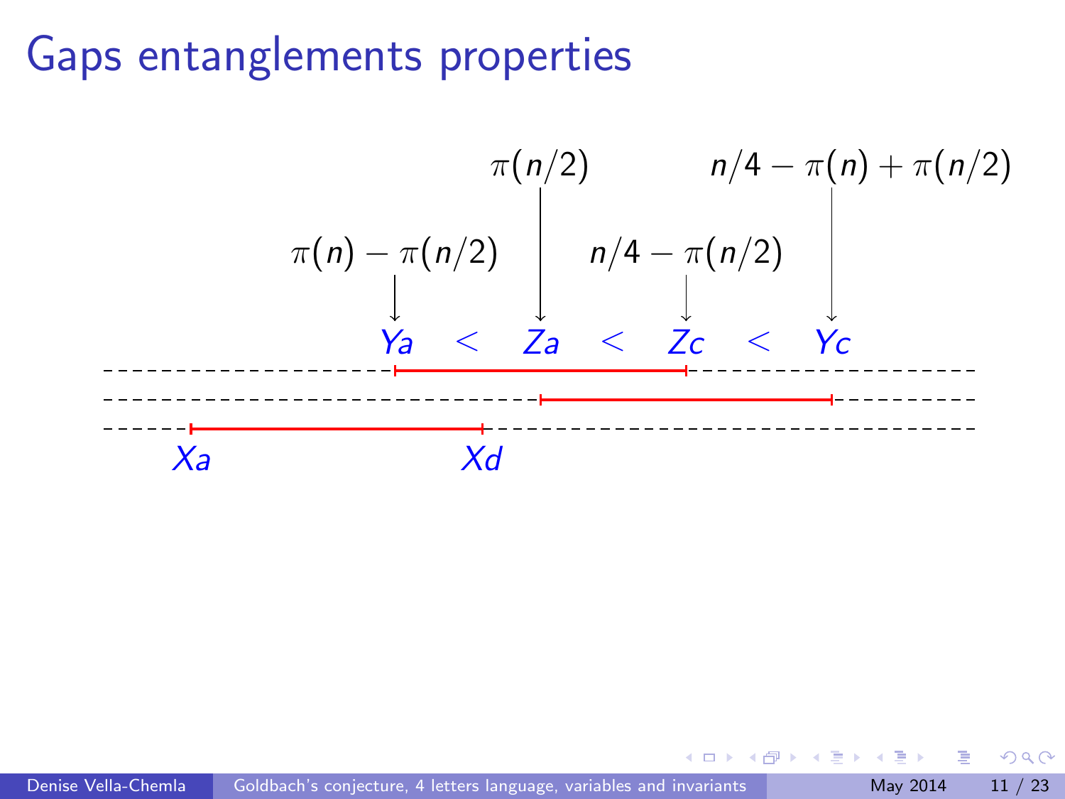# Gaps entanglements properties

$\pi(n/2)$ $\quad$ $n/4 - \pi(n) + \pi(n/2)$

$\pi(n) - \pi(n/2)$ $\quad$ $n/4 - \pi(n/2)$

$$Ya \;<\; Za \;<\; Zc \;<\; Yc$$

$Xa$ $\quad$ $Xd$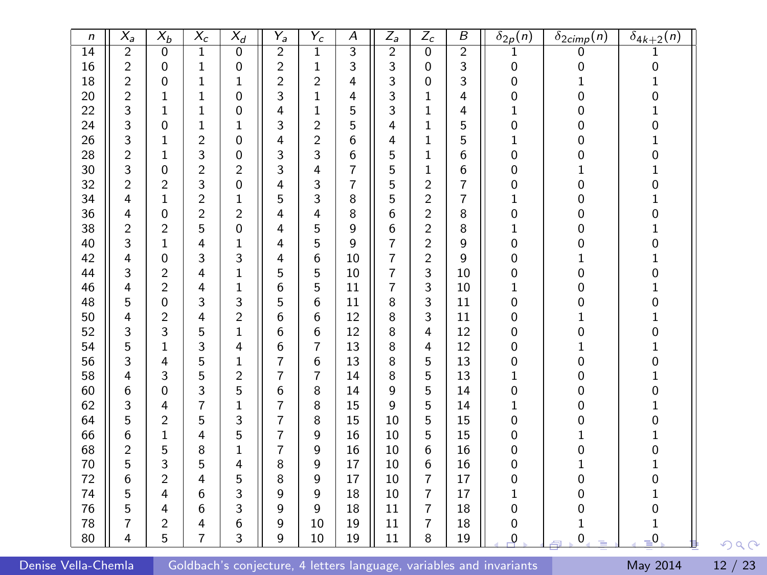| $n$ | $X_a$ | $X_b$ | $X_c$ | $X_d$ | $Y_a$ | $Y_c$ | $A$ | $Z_a$ | $Z_c$ | $B$ | $\delta_{2p}(n)$ | $\delta_{2cimp}(n)$ | $\delta_{4k+2}(n)$ |
|---|---|---|---|---|---|---|---|---|---|---|---|---|---|
| 14 | 2 | 0 | 1 | 0 | 2 | 1 | 3 | 2 | 0 | 2 | 1 | 0 | 1 |
| 16 | 2 | 0 | 1 | 0 | 2 | 1 | 3 | 3 | 0 | 3 | 0 | 0 | 0 |
| 18 | 2 | 0 | 1 | 1 | 2 | 2 | 4 | 3 | 0 | 3 | 0 | 1 | 1 |
| 20 | 2 | 1 | 1 | 0 | 3 | 1 | 4 | 3 | 1 | 4 | 0 | 0 | 0 |
| 22 | 3 | 1 | 1 | 0 | 4 | 1 | 5 | 3 | 1 | 4 | 1 | 0 | 1 |
| 24 | 3 | 0 | 1 | 1 | 3 | 2 | 5 | 4 | 1 | 5 | 0 | 0 | 0 |
| 26 | 3 | 1 | 2 | 0 | 4 | 2 | 6 | 4 | 1 | 5 | 1 | 0 | 1 |
| 28 | 2 | 1 | 3 | 0 | 3 | 3 | 6 | 5 | 1 | 6 | 0 | 0 | 0 |
| 30 | 3 | 0 | 2 | 2 | 3 | 4 | 7 | 5 | 1 | 6 | 0 | 1 | 1 |
| 32 | 2 | 2 | 3 | 0 | 4 | 3 | 7 | 5 | 2 | 7 | 0 | 0 | 0 |
| 34 | 4 | 1 | 2 | 1 | 5 | 3 | 8 | 5 | 2 | 7 | 1 | 0 | 1 |
| 36 | 4 | 0 | 2 | 2 | 4 | 4 | 8 | 6 | 2 | 8 | 0 | 0 | 0 |
| 38 | 2 | 2 | 5 | 0 | 4 | 5 | 9 | 6 | 2 | 8 | 1 | 0 | 1 |
| 40 | 3 | 1 | 4 | 1 | 4 | 5 | 9 | 7 | 2 | 9 | 0 | 0 | 0 |
| 42 | 4 | 0 | 3 | 3 | 4 | 6 | 10 | 7 | 2 | 9 | 0 | 1 | 1 |
| 44 | 3 | 2 | 4 | 1 | 5 | 5 | 10 | 7 | 3 | 10 | 0 | 0 | 0 |
| 46 | 4 | 2 | 4 | 1 | 6 | 5 | 11 | 7 | 3 | 10 | 1 | 0 | 1 |
| 48 | 5 | 0 | 3 | 3 | 5 | 6 | 11 | 8 | 3 | 11 | 0 | 0 | 0 |
| 50 | 4 | 2 | 4 | 2 | 6 | 6 | 12 | 8 | 3 | 11 | 0 | 1 | 1 |
| 52 | 3 | 3 | 5 | 1 | 6 | 6 | 12 | 8 | 4 | 12 | 0 | 0 | 0 |
| 54 | 5 | 1 | 3 | 4 | 6 | 7 | 13 | 8 | 4 | 12 | 0 | 1 | 1 |
| 56 | 3 | 4 | 5 | 1 | 7 | 6 | 13 | 8 | 5 | 13 | 0 | 0 | 0 |
| 58 | 4 | 3 | 5 | 2 | 7 | 7 | 14 | 8 | 5 | 13 | 1 | 0 | 1 |
| 60 | 6 | 0 | 3 | 5 | 6 | 8 | 14 | 9 | 5 | 14 | 0 | 0 | 0 |
| 62 | 3 | 4 | 7 | 1 | 7 | 8 | 15 | 9 | 5 | 14 | 1 | 0 | 1 |
| 64 | 5 | 2 | 5 | 3 | 7 | 8 | 15 | 10 | 5 | 15 | 0 | 0 | 0 |
| 66 | 6 | 1 | 4 | 5 | 7 | 9 | 16 | 10 | 5 | 15 | 0 | 1 | 1 |
| 68 | 2 | 5 | 8 | 1 | 7 | 9 | 16 | 10 | 6 | 16 | 0 | 0 | 0 |
| 70 | 5 | 3 | 5 | 4 | 8 | 9 | 17 | 10 | 6 | 16 | 0 | 1 | 1 |
| 72 | 6 | 2 | 4 | 5 | 8 | 9 | 17 | 10 | 7 | 17 | 0 | 0 | 0 |
| 74 | 5 | 4 | 6 | 3 | 9 | 9 | 18 | 10 | 7 | 17 | 1 | 0 | 1 |
| 76 | 5 | 4 | 6 | 3 | 9 | 9 | 18 | 11 | 7 | 18 | 0 | 0 | 0 |
| 78 | 7 | 2 | 4 | 6 | 9 | 10 | 19 | 11 | 7 | 18 | 0 | 1 | 1 |
| 80 | 4 | 5 | 7 | 3 | 9 | 10 | 19 | 11 | 8 | 19 | 0 | 0 | 0 |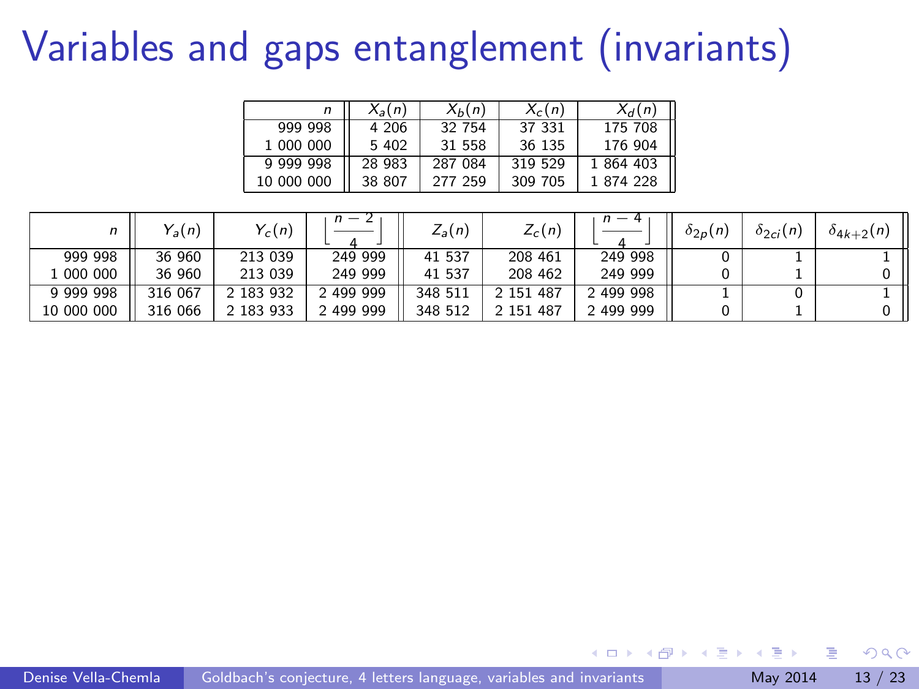# Variables and gaps entanglement (invariants)

| $n$ | $X_a(n)$ | $X_b(n)$ | $X_c(n)$ | $X_d(n)$ |
|---|---|---|---|---|
| 999 998 | 4 206 | 32 754 | 37 331 | 175 708 |
| 1 000 000 | 5 402 | 31 558 | 36 135 | 176 904 |
| 9 999 998 | 28 983 | 287 084 | 319 529 | 1 864 403 |
| 10 000 000 | 38 807 | 277 259 | 309 705 | 1 874 228 |

| $n$ | $Y_a(n)$ | $Y_c(n)$ | $\left\lfloor \frac{n-2}{4} \right\rfloor$ | $Z_a(n)$ | $Z_c(n)$ | $\left\lfloor \frac{n-4}{4} \right\rfloor$ | $\delta_{2p}(n)$ | $\delta_{2ci}(n)$ | $\delta_{4k+2}(n)$ |
|---|---|---|---|---|---|---|---|---|---|
| 999 998 | 36 960 | 213 039 | 249 999 | 41 537 | 208 461 | 249 998 | 0 | 1 | 1 |
| 1 000 000 | 36 960 | 213 039 | 249 999 | 41 537 | 208 462 | 249 999 | 0 | 1 | 0 |
| 9 999 998 | 316 067 | 2 183 932 | 2 499 999 | 348 511 | 2 151 487 | 2 499 998 | 1 | 0 | 1 |
| 10 000 000 | 316 066 | 2 183 933 | 2 499 999 | 348 512 | 2 151 487 | 2 499 999 | 0 | 1 | 0 |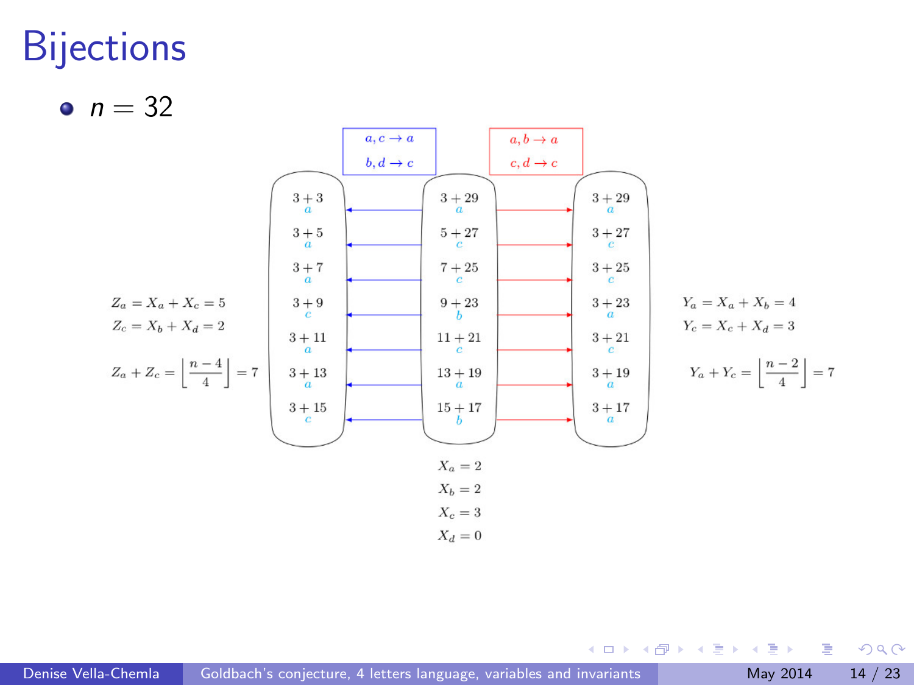# Bijections

- $n = 32$

| | | | | |
|---|---|---|---|---|
| | $a, c \to a$ <br> $b, d \to c$ | | $a, b \to a$ <br> $c, d \to c$ | |
| $3+3$ ($a$) | ← | $3+29$ ($a$) | → | $3+29$ ($a$) |
| $3+5$ ($a$) | ← | $5+27$ ($c$) | → | $3+27$ ($c$) |
| $3+7$ ($a$) | ← | $7+25$ ($c$) | → | $3+25$ ($c$) |
| $3+9$ ($c$) | ← | $9+23$ ($b$) | → | $3+23$ ($a$) |
| $3+11$ ($a$) | ← | $11+21$ ($c$) | → | $3+21$ ($c$) |
| $3+13$ ($a$) | ← | $13+19$ ($a$) | → | $3+19$ ($a$) |
| $3+15$ ($c$) | ← | $15+17$ ($b$) | → | $3+17$ ($a$) |

$Z_a = X_a + X_c = 5$

$Z_c = X_b + X_d = 2$

$$Z_a + Z_c = \left\lfloor \frac{n-4}{4} \right\rfloor = 7$$

$X_a = 2$

$X_b = 2$

$X_c = 3$

$X_d = 0$

$Y_a = X_a + X_b = 4$

$Y_c = X_c + X_d = 3$

$$Y_a + Y_c = \left\lfloor \frac{n-2}{4} \right\rfloor = 7$$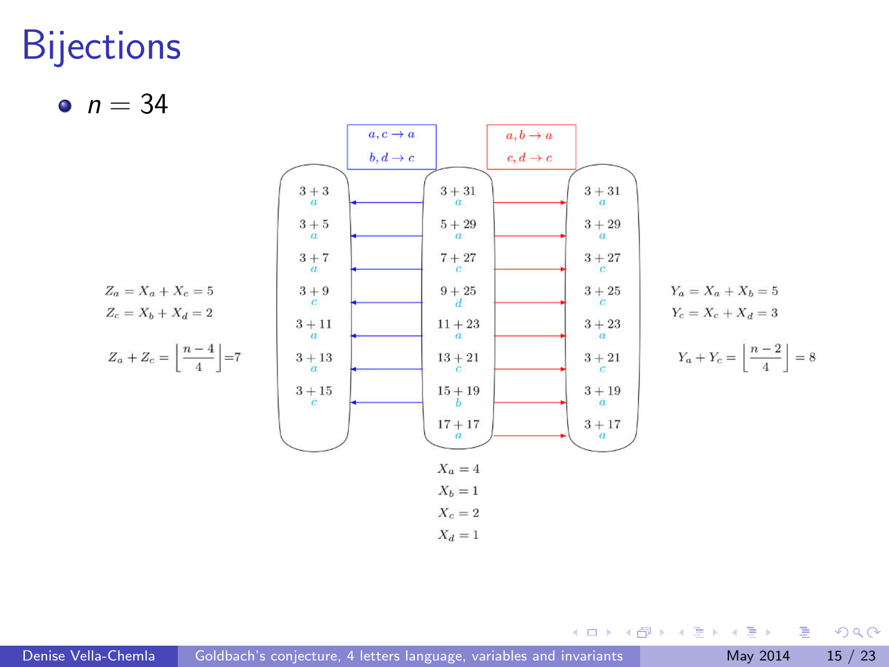# Bijections

- $n = 34$

| | | | | |
|---|---|---|---|---|
| | $3+3$ ($a$) | ← $3+31$ ($a$) → | $3+31$ ($a$) | |
| | $3+5$ ($a$) | ← $5+29$ ($a$) → | $3+29$ ($a$) | |
| | $3+7$ ($a$) | ← $7+27$ ($c$) → | $3+27$ ($c$) | |
| $Z_a = X_a + X_c = 5$ | $3+9$ ($c$) | ← $9+25$ ($d$) → | $3+25$ ($c$) | $Y_a = X_a + X_b = 5$ |
| $Z_c = X_b + X_d = 2$ | $3+11$ ($a$) | ← $11+23$ ($a$) → | $3+23$ ($a$) | $Y_c = X_c + X_d = 3$ |
| $Z_a + Z_c = \left\lfloor \frac{n-4}{4} \right\rfloor = 7$ | $3+13$ ($a$) | ← $13+21$ ($c$) → | $3+21$ ($c$) | $Y_a + Y_c = \left\lfloor \frac{n-2}{4} \right\rfloor = 8$ |
| | $3+15$ ($c$) | ← $15+19$ ($b$) → | $3+19$ ($a$) | |
| | | $17+17$ ($a$) → | $3+17$ ($a$) | |

Blue bijection (left): $a, c \to a$; $b, d \to c$

Red bijection (right): $a, b \to a$; $c, d \to c$

$X_a = 4$

$X_b = 1$

$X_c = 2$

$X_d = 1$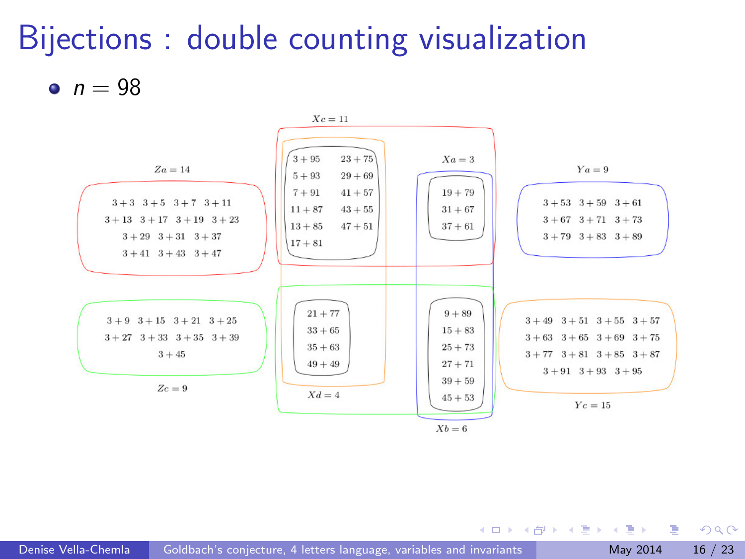# Bijections : double counting visualization

- $n = 98$

$Xc = 11$

$3+95$ $23+75$
$5+93$ $29+69$
$7+91$ $41+57$
$11+87$ $43+55$
$13+85$ $47+51$
$17+81$

$Xa = 3$

$19+79$
$31+67$
$37+61$

$Za = 14$

$3+3$ $3+5$ $3+7$ $3+11$
$3+13$ $3+17$ $3+19$ $3+23$
$3+29$ $3+31$ $3+37$
$3+41$ $3+43$ $3+47$

$Ya = 9$

$3+53$ $3+59$ $3+61$
$3+67$ $3+71$ $3+73$
$3+79$ $3+83$ $3+89$

$3+9$ $3+15$ $3+21$ $3+25$
$3+27$ $3+33$ $3+35$ $3+39$
$3+45$

$Zc = 9$

$21+77$
$33+65$
$35+63$
$49+49$

$Xd = 4$

$9+89$
$15+83$
$25+73$
$27+71$
$39+59$
$45+53$

$Xb = 6$

$3+49$ $3+51$ $3+55$ $3+57$
$3+63$ $3+65$ $3+69$ $3+75$
$3+77$ $3+81$ $3+85$ $3+87$
$3+91$ $3+93$ $3+95$

$Yc = 15$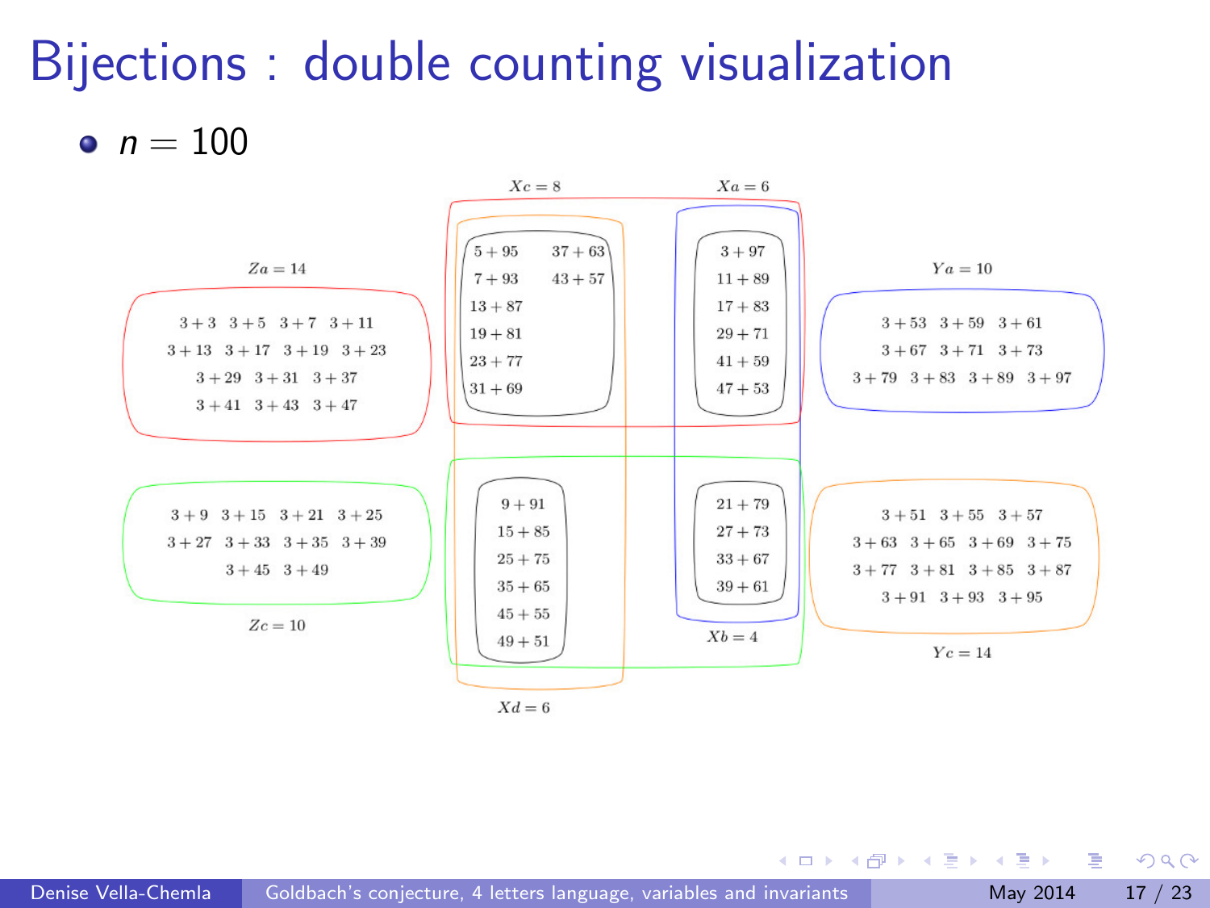# Bijections : double counting visualization

- $n = 100$

$Xc = 8$

$Xa = 6$

$Za = 14$

$3+3 \quad 3+5 \quad 3+7 \quad 3+11$
$3+13 \quad 3+17 \quad 3+19 \quad 3+23$
$3+29 \quad 3+31 \quad 3+37$
$3+41 \quad 3+43 \quad 3+47$

$5+95 \quad 37+63$
$7+93 \quad 43+57$
$13+87$
$19+81$
$23+77$
$31+69$

$3+97$
$11+89$
$17+83$
$29+71$
$41+59$
$47+53$

$Ya = 10$

$3+53 \quad 3+59 \quad 3+61$
$3+67 \quad 3+71 \quad 3+73$
$3+79 \quad 3+83 \quad 3+89 \quad 3+97$

$3+9 \quad 3+15 \quad 3+21 \quad 3+25$
$3+27 \quad 3+33 \quad 3+35 \quad 3+39$
$3+45 \quad 3+49$

$Zc = 10$

$9+91$
$15+85$
$25+75$
$35+65$
$45+55$
$49+51$

$21+79$
$27+73$
$33+67$
$39+61$

$Xb = 4$

$3+51 \quad 3+55 \quad 3+57$
$3+63 \quad 3+65 \quad 3+69 \quad 3+75$
$3+77 \quad 3+81 \quad 3+85 \quad 3+87$
$3+91 \quad 3+93 \quad 3+95$

$Yc = 14$

$Xd = 6$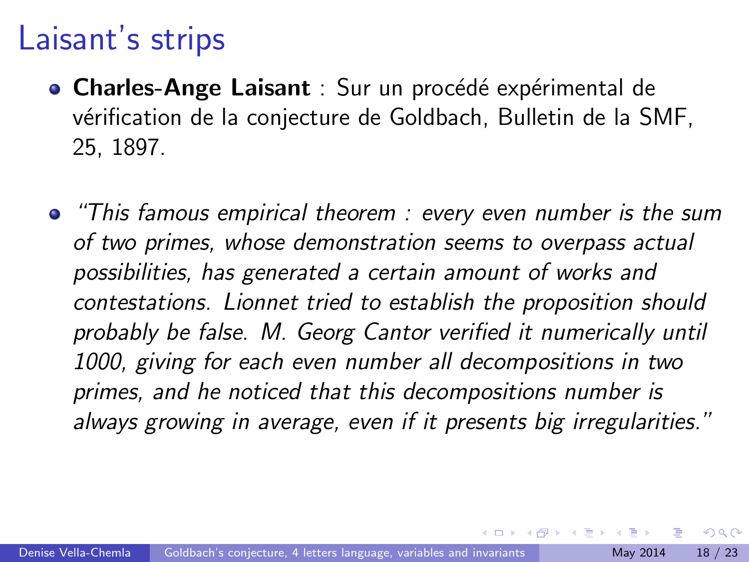# Laisant's strips

- **Charles-Ange Laisant** : Sur un procédé expérimental de vérification de la conjecture de Goldbach, Bulletin de la SMF, 25, 1897.

- *"This famous empirical theorem : every even number is the sum of two primes, whose demonstration seems to overpass actual possibilities, has generated a certain amount of works and contestations. Lionnet tried to establish the proposition should probably be false. M. Georg Cantor verified it numerically until 1000, giving for each even number all decompositions in two primes, and he noticed that this decompositions number is always growing in average, even if it presents big irregularities."*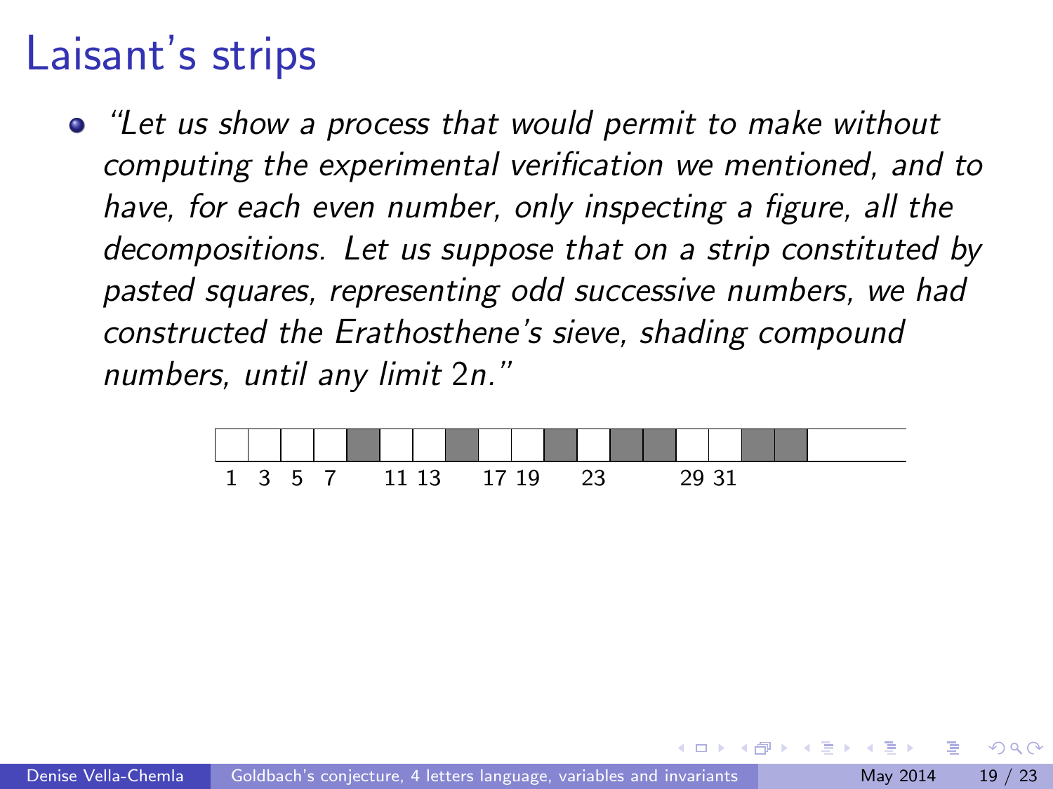# Laisant's strips

- *"Let us show a process that would permit to make without computing the experimental verification we mentioned, and to have, for each even number, only inspecting a figure, all the decompositions. Let us suppose that on a strip constituted by pasted squares, representing odd successive numbers, we had constructed the Erathosthene's sieve, shading compound numbers, until any limit 2n."*

1 3 5 7 11 13 17 19 23 29 31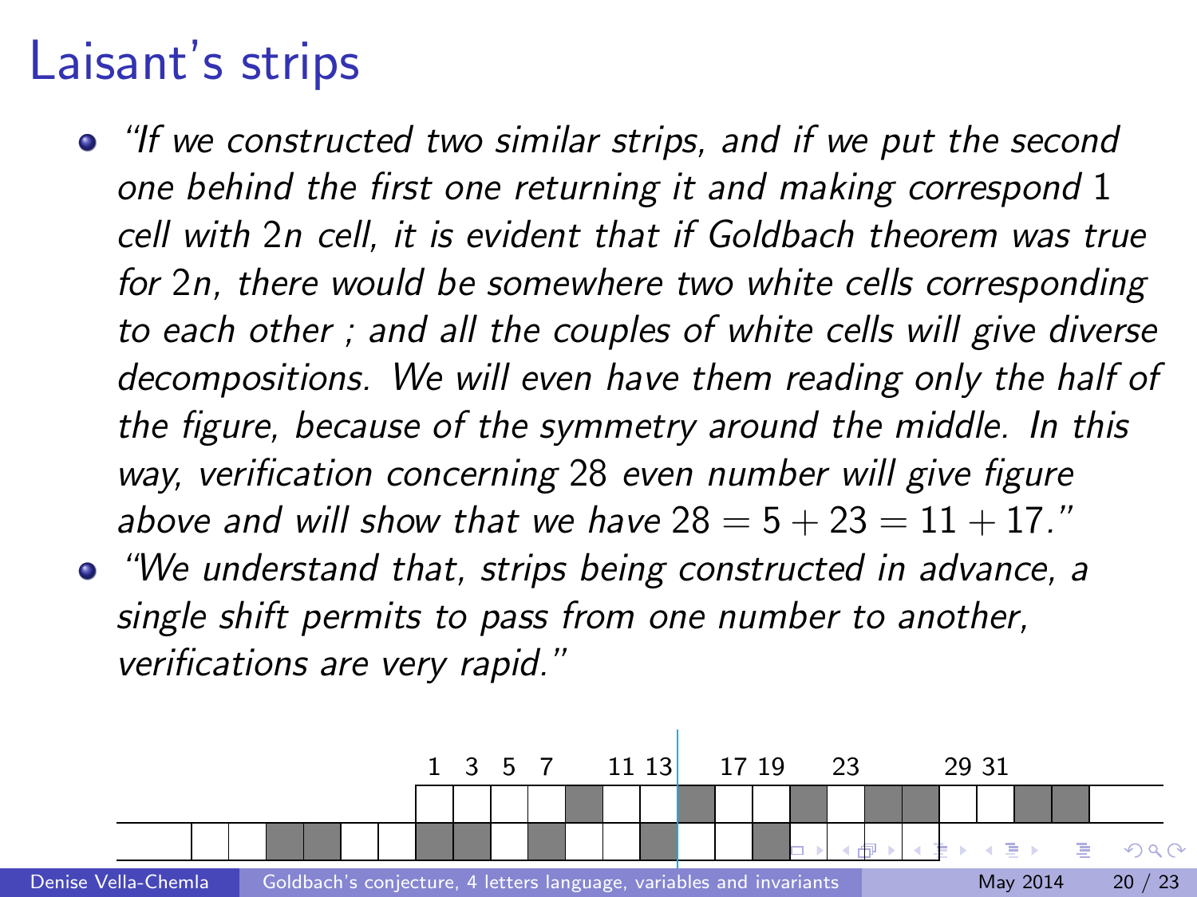# Laisant's strips

- *"If we constructed two similar strips, and if we put the second one behind the first one returning it and making correspond* 1 *cell with* 2*n cell, it is evident that if Goldbach theorem was true for* 2*n, there would be somewhere two white cells corresponding to each other ; and all the couples of white cells will give diverse decompositions. We will even have them reading only the half of the figure, because of the symmetry around the middle. In this way, verification concerning* 28 *even number will give figure above and will show that we have* $28 = 5 + 23 = 11 + 17$*."*
- *"We understand that, strips being constructed in advance, a single shift permits to pass from one number to another, verifications are very rapid."*

1 3 5 7 11 13 17 19 23 29 31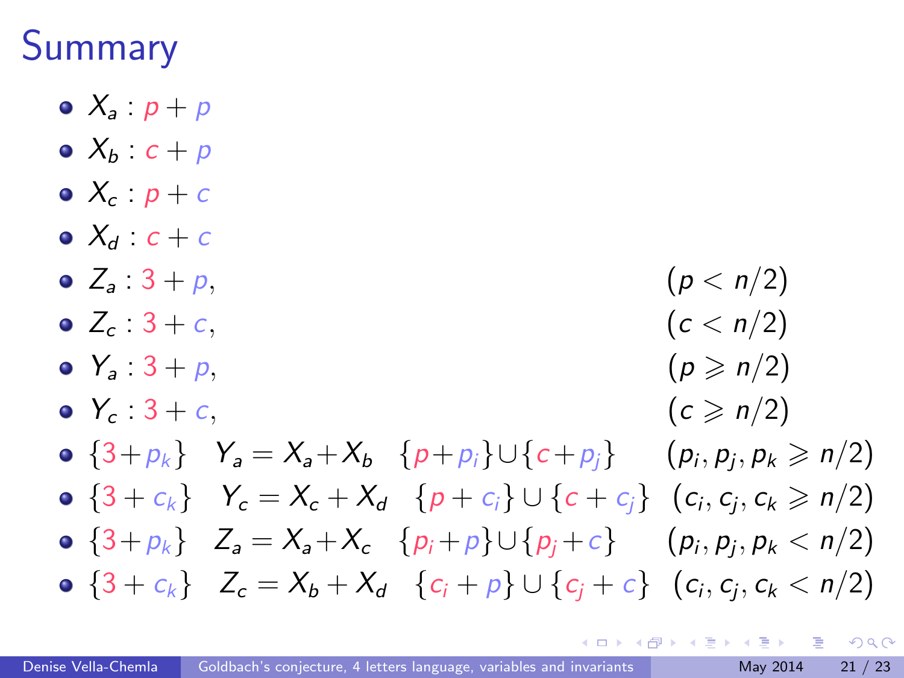# Summary

- $X_a : p + p$
- $X_b : c + p$
- $X_c : p + c$
- $X_d : c + c$
- $Z_a : 3 + p, \qquad (p < n/2)$
- $Z_c : 3 + c, \qquad (c < n/2)$
- $Y_a : 3 + p, \qquad (p \geqslant n/2)$
- $Y_c : 3 + c, \qquad (c \geqslant n/2)$
- $\{3+p_k\} \quad Y_a = X_a + X_b \quad \{p+p_i\} \cup \{c+p_j\} \qquad (p_i, p_j, p_k \geqslant n/2)$
- $\{3+c_k\} \quad Y_c = X_c + X_d \quad \{p+c_i\} \cup \{c+c_j\} \qquad (c_i, c_j, c_k \geqslant n/2)$
- $\{3+p_k\} \quad Z_a = X_a + X_c \quad \{p_i+p\} \cup \{p_j+c\} \qquad (p_i, p_j, p_k < n/2)$
- $\{3+c_k\} \quad Z_c = X_b + X_d \quad \{c_i+p\} \cup \{c_j+c\} \qquad (c_i, c_j, c_k < n/2)$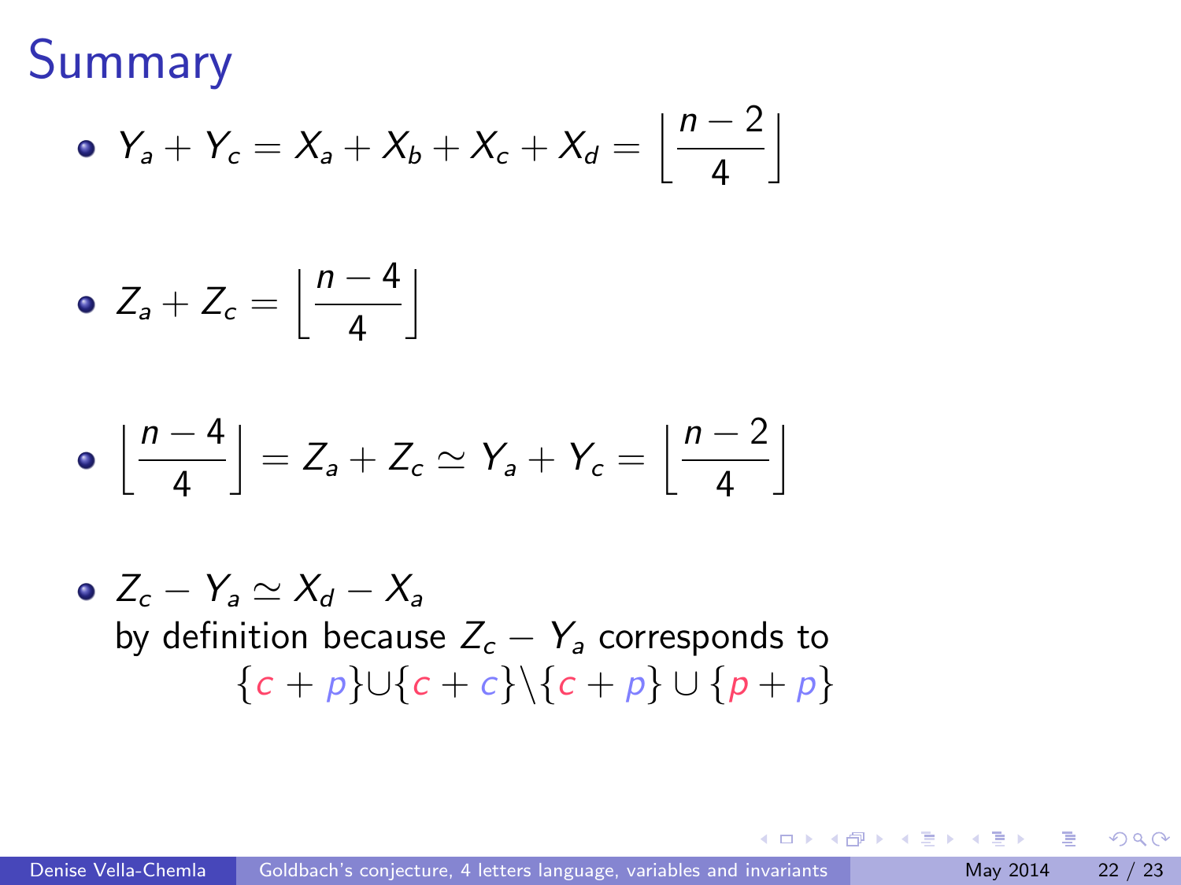# Summary

- $Y_a + Y_c = X_a + X_b + X_c + X_d = \left\lfloor \dfrac{n-2}{4} \right\rfloor$

- $Z_a + Z_c = \left\lfloor \dfrac{n-4}{4} \right\rfloor$

- $\left\lfloor \dfrac{n-4}{4} \right\rfloor = Z_a + Z_c \simeq Y_a + Y_c = \left\lfloor \dfrac{n-2}{4} \right\rfloor$

- $Z_c - Y_a \simeq X_d - X_a$
  by definition because $Z_c - Y_a$ corresponds to
  $$\{c+p\} \cup \{c+c\} \backslash \{c+p\} \cup \{p+p\}$$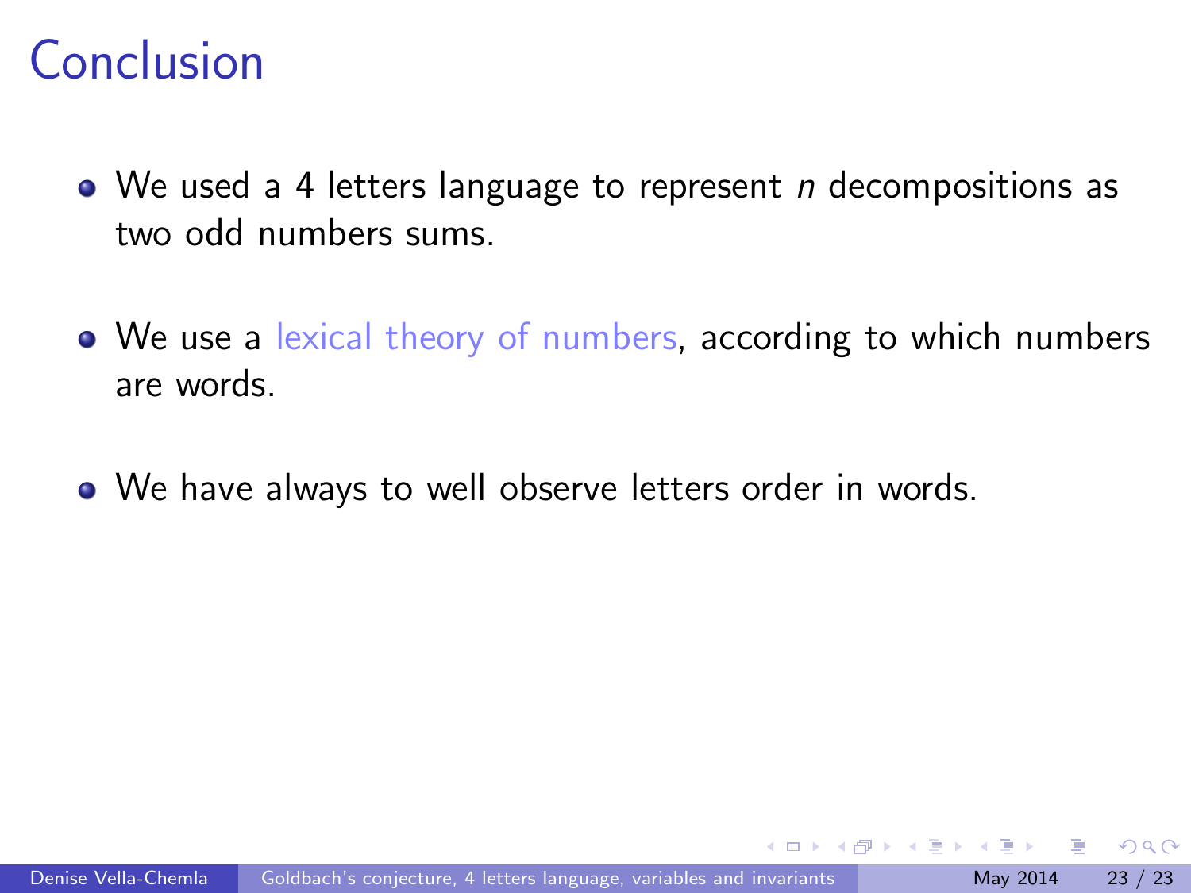# Conclusion

- We used a 4 letters language to represent $n$ decompositions as two odd numbers sums.
- We use a lexical theory of numbers, according to which numbers are words.
- We have always to well observe letters order in words.